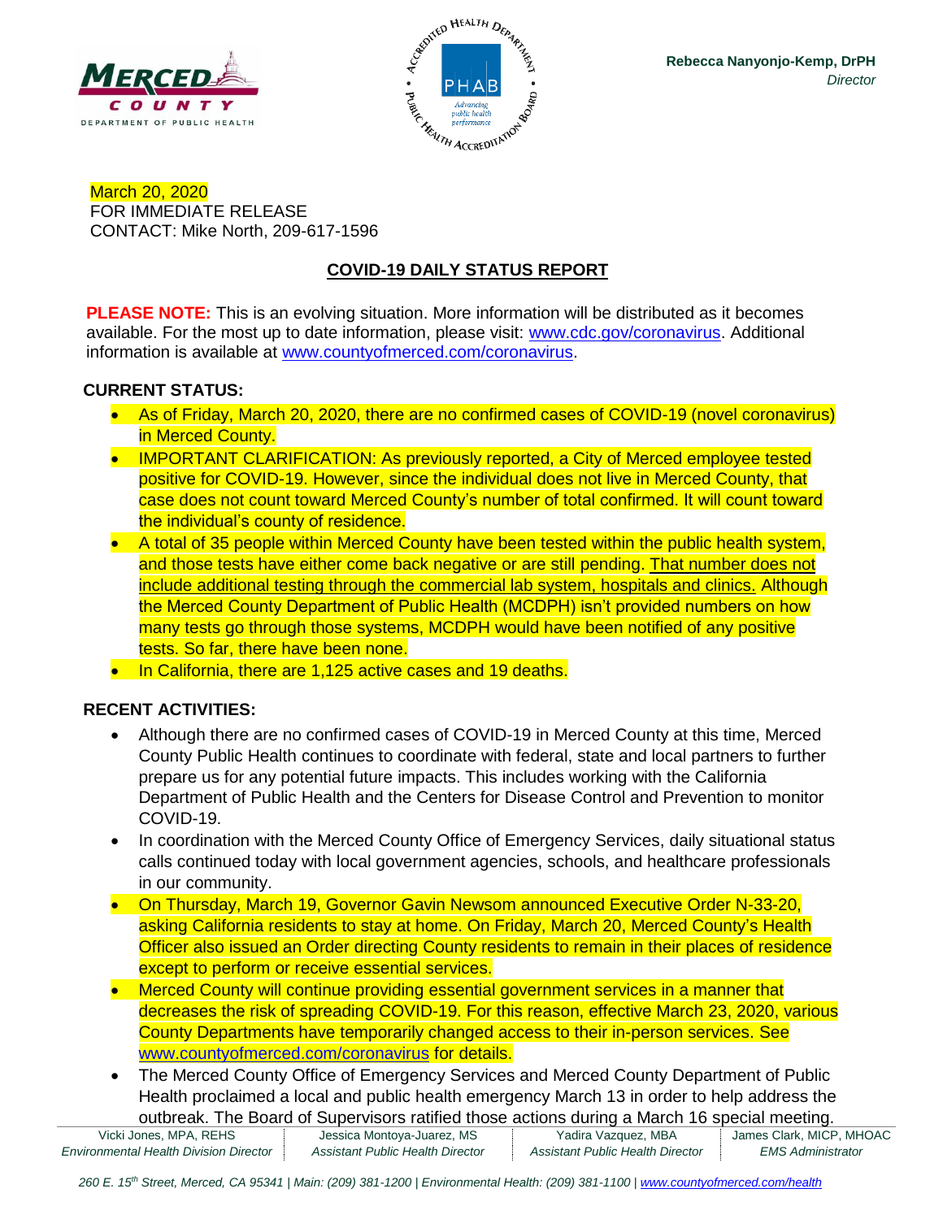Rebecca Nanyonjo-Kemp, DrPH
*Director*

March 20, 2020
FOR IMMEDIATE RELEASE
CONTACT: Mike North, 209-617-1596

## COVID-19 DAILY STATUS REPORT

**PLEASE NOTE:** This is an evolving situation. More information will be distributed as it becomes available. For the most up to date information, please visit: www.cdc.gov/coronavirus. Additional information is available at www.countyofmerced.com/coronavirus.

### CURRENT STATUS:

- As of Friday, March 20, 2020, there are no confirmed cases of COVID-19 (novel coronavirus) in Merced County.
- IMPORTANT CLARIFICATION: As previously reported, a City of Merced employee tested positive for COVID-19. However, since the individual does not live in Merced County, that case does not count toward Merced County's number of total confirmed. It will count toward the individual's county of residence.
- A total of 35 people within Merced County have been tested within the public health system, and those tests have either come back negative or are still pending. That number does not include additional testing through the commercial lab system, hospitals and clinics. Although the Merced County Department of Public Health (MCDPH) isn't provided numbers on how many tests go through those systems, MCDPH would have been notified of any positive tests. So far, there have been none.
- In California, there are 1,125 active cases and 19 deaths.

### RECENT ACTIVITIES:

- Although there are no confirmed cases of COVID-19 in Merced County at this time, Merced County Public Health continues to coordinate with federal, state and local partners to further prepare us for any potential future impacts. This includes working with the California Department of Public Health and the Centers for Disease Control and Prevention to monitor COVID-19.
- In coordination with the Merced County Office of Emergency Services, daily situational status calls continued today with local government agencies, schools, and healthcare professionals in our community.
- On Thursday, March 19, Governor Gavin Newsom announced Executive Order N-33-20, asking California residents to stay at home. On Friday, March 20, Merced County's Health Officer also issued an Order directing County residents to remain in their places of residence except to perform or receive essential services.
- Merced County will continue providing essential government services in a manner that decreases the risk of spreading COVID-19. For this reason, effective March 23, 2020, various County Departments have temporarily changed access to their in-person services. See www.countyofmerced.com/coronavirus for details.
- The Merced County Office of Emergency Services and Merced County Department of Public Health proclaimed a local and public health emergency March 13 in order to help address the outbreak. The Board of Supervisors ratified those actions during a March 16 special meeting.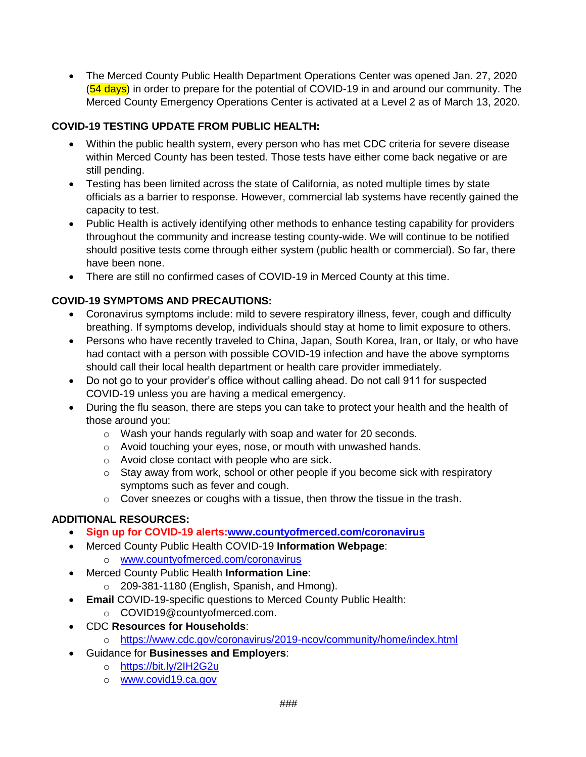- The Merced County Public Health Department Operations Center was opened Jan. 27, 2020 (54 days) in order to prepare for the potential of COVID-19 in and around our community. The Merced County Emergency Operations Center is activated at a Level 2 as of March 13, 2020.

**COVID-19 TESTING UPDATE FROM PUBLIC HEALTH:**

- Within the public health system, every person who has met CDC criteria for severe disease within Merced County has been tested. Those tests have either come back negative or are still pending.
- Testing has been limited across the state of California, as noted multiple times by state officials as a barrier to response. However, commercial lab systems have recently gained the capacity to test.
- Public Health is actively identifying other methods to enhance testing capability for providers throughout the community and increase testing county-wide. We will continue to be notified should positive tests come through either system (public health or commercial). So far, there have been none.
- There are still no confirmed cases of COVID-19 in Merced County at this time.

**COVID-19 SYMPTOMS AND PRECAUTIONS:**

- Coronavirus symptoms include: mild to severe respiratory illness, fever, cough and difficulty breathing. If symptoms develop, individuals should stay at home to limit exposure to others.
- Persons who have recently traveled to China, Japan, South Korea, Iran, or Italy, or who have had contact with a person with possible COVID-19 infection and have the above symptoms should call their local health department or health care provider immediately.
- Do not go to your provider's office without calling ahead. Do not call 911 for suspected COVID-19 unless you are having a medical emergency.
- During the flu season, there are steps you can take to protect your health and the health of those around you:
  - Wash your hands regularly with soap and water for 20 seconds.
  - Avoid touching your eyes, nose, or mouth with unwashed hands.
  - Avoid close contact with people who are sick.
  - Stay away from work, school or other people if you become sick with respiratory symptoms such as fever and cough.
  - Cover sneezes or coughs with a tissue, then throw the tissue in the trash.

**ADDITIONAL RESOURCES:**

- **Sign up for COVID-19 alerts:www.countyofmerced.com/coronavirus**
- Merced County Public Health COVID-19 **Information Webpage**:
  - www.countyofmerced.com/coronavirus
- Merced County Public Health **Information Line**:
  - 209-381-1180 (English, Spanish, and Hmong).
- **Email** COVID-19-specific questions to Merced County Public Health:
  - COVID19@countyofmerced.com.
- CDC **Resources for Households**:
  - https://www.cdc.gov/coronavirus/2019-ncov/community/home/index.html
- Guidance for **Businesses and Employers**:
  - https://bit.ly/2IH2G2u
  - www.covid19.ca.gov

###